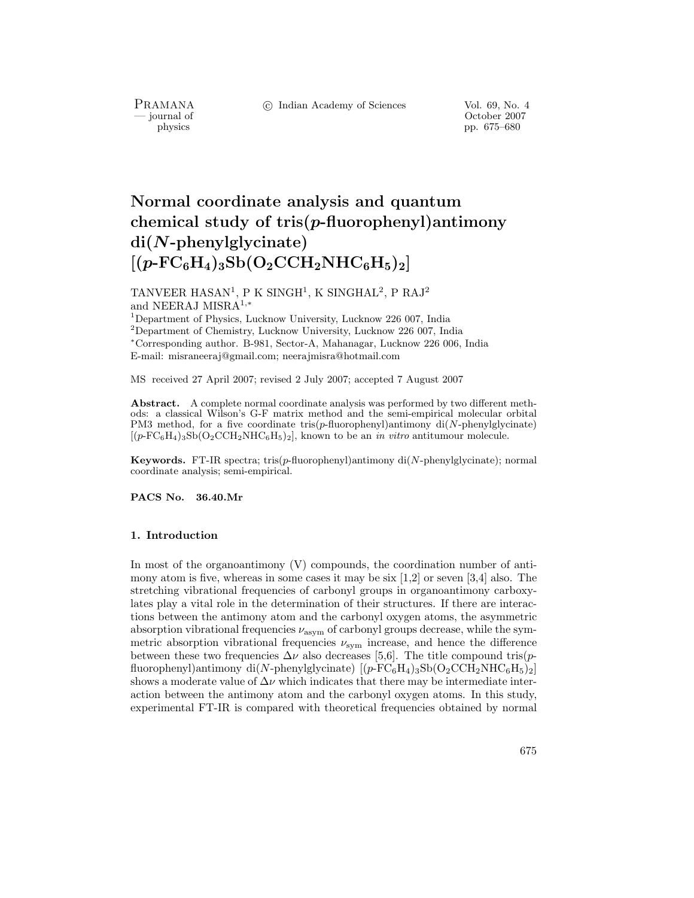# Normal coordinate analysis and quantum chemical study of tris(*p*-fluorophenyl)antimony di(*N*-phenylglycinate) $[(p\text{-}FC_6H_4)_3Sb(O_2CCH_2NHC_6H_5)_2]$

TANVEER HASAN[1], P K SINGH[1], K SINGHAL[2], P RAJ[2] and NEERAJ MISRA[1,*]

[1]Department of Physics, Lucknow University, Lucknow 226 007, India
[2]Department of Chemistry, Lucknow University, Lucknow 226 007, India
[*]Corresponding author. B-981, Sector-A, Mahanagar, Lucknow 226 006, India
E-mail: misraneeraj@gmail.com; neerajmisra@hotmail.com

MS received 27 April 2007; revised 2 July 2007; accepted 7 August 2007

**Abstract.** A complete normal coordinate analysis was performed by two different methods: a classical Wilson's G-F matrix method and the semi-empirical molecular orbital PM3 method, for a five coordinate tris(*p*-fluorophenyl)antimony di(*N*-phenylglycinate) $[(p\text{-}FC_6H_4)_3Sb(O_2CCH_2NHC_6H_5)_2]$, known to be an *in vitro* antitumour molecule.

**Keywords.** FT-IR spectra; tris(*p*-fluorophenyl)antimony di(*N*-phenylglycinate); normal coordinate analysis; semi-empirical.

**PACS No.** 36.40.Mr

## 1. Introduction

In most of the organoantimony (V) compounds, the coordination number of antimony atom is five, whereas in some cases it may be six [1,2] or seven [3,4] also. The stretching vibrational frequencies of carbonyl groups in organoantimony carboxylates play a vital role in the determination of their structures. If there are interactions between the antimony atom and the carbonyl oxygen atoms, the asymmetric absorption vibrational frequencies $\nu_{\text{asym}}$ of carbonyl groups decrease, while the symmetric absorption vibrational frequencies $\nu_{\text{sym}}$ increase, and hence the difference between these two frequencies $\Delta\nu$ also decreases [5,6]. The title compound tris(*p*-fluorophenyl)antimony di(*N*-phenylglycinate) $[(p\text{-}FC_6H_4)_3Sb(O_2CCH_2NHC_6H_5)_2]$ shows a moderate value of $\Delta\nu$ which indicates that there may be intermediate interaction between the antimony atom and the carbonyl oxygen atoms. In this study, experimental FT-IR is compared with theoretical frequencies obtained by normal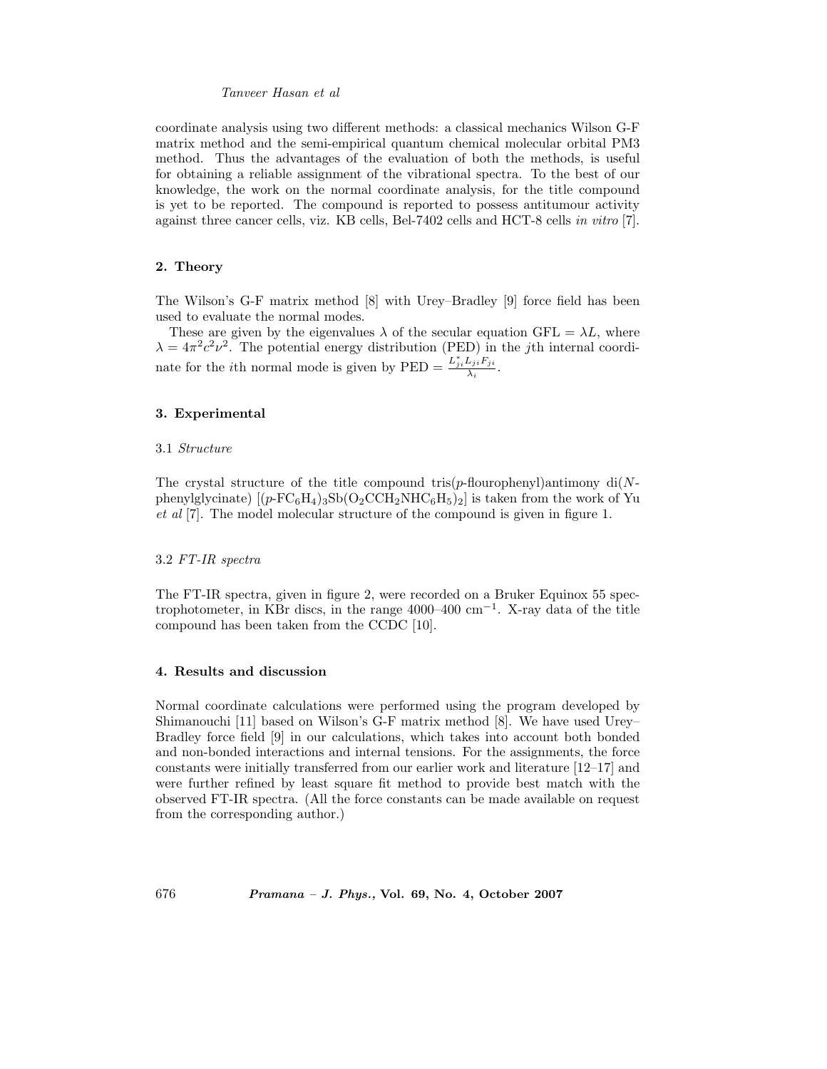coordinate analysis using two different methods: a classical mechanics Wilson G-F matrix method and the semi-empirical quantum chemical molecular orbital PM3 method. Thus the advantages of the evaluation of both the methods, is useful for obtaining a reliable assignment of the vibrational spectra. To the best of our knowledge, the work on the normal coordinate analysis, for the title compound is yet to be reported. The compound is reported to possess antitumour activity against three cancer cells, viz. KB cells, Bel-7402 cells and HCT-8 cells *in vitro* [7].

## 2. Theory

The Wilson's G-F matrix method [8] with Urey–Bradley [9] force field has been used to evaluate the normal modes.

These are given by the eigenvalues $\lambda$ of the secular equation GFL = $\lambda L$, where $\lambda = 4\pi^2 c^2 \nu^2$. The potential energy distribution (PED) in the $j$th internal coordinate for the $i$th normal mode is given by PED = $\frac{L_{ji}^{*} L_{ji} F_{ji}}{\lambda_i}$.

## 3. Experimental

### 3.1 *Structure*

The crystal structure of the title compound tris($p$-flourophenyl)antimony di($N$-phenylglycinate) [($p$-$FC_6H_4)_3Sb(O_2CCH_2NHC_6H_5)_2$] is taken from the work of Yu *et al* [7]. The model molecular structure of the compound is given in figure 1.

### 3.2 *FT-IR spectra*

The FT-IR spectra, given in figure 2, were recorded on a Bruker Equinox 55 spectrophotometer, in KBr discs, in the range 4000–400 $cm^{-1}$. X-ray data of the title compound has been taken from the CCDC [10].

## 4. Results and discussion

Normal coordinate calculations were performed using the program developed by Shimanouchi [11] based on Wilson's G-F matrix method [8]. We have used Urey–Bradley force field [9] in our calculations, which takes into account both bonded and non-bonded interactions and internal tensions. For the assignments, the force constants were initially transferred from our earlier work and literature [12–17] and were further refined by least square fit method to provide best match with the observed FT-IR spectra. (All the force constants can be made available on request from the corresponding author.)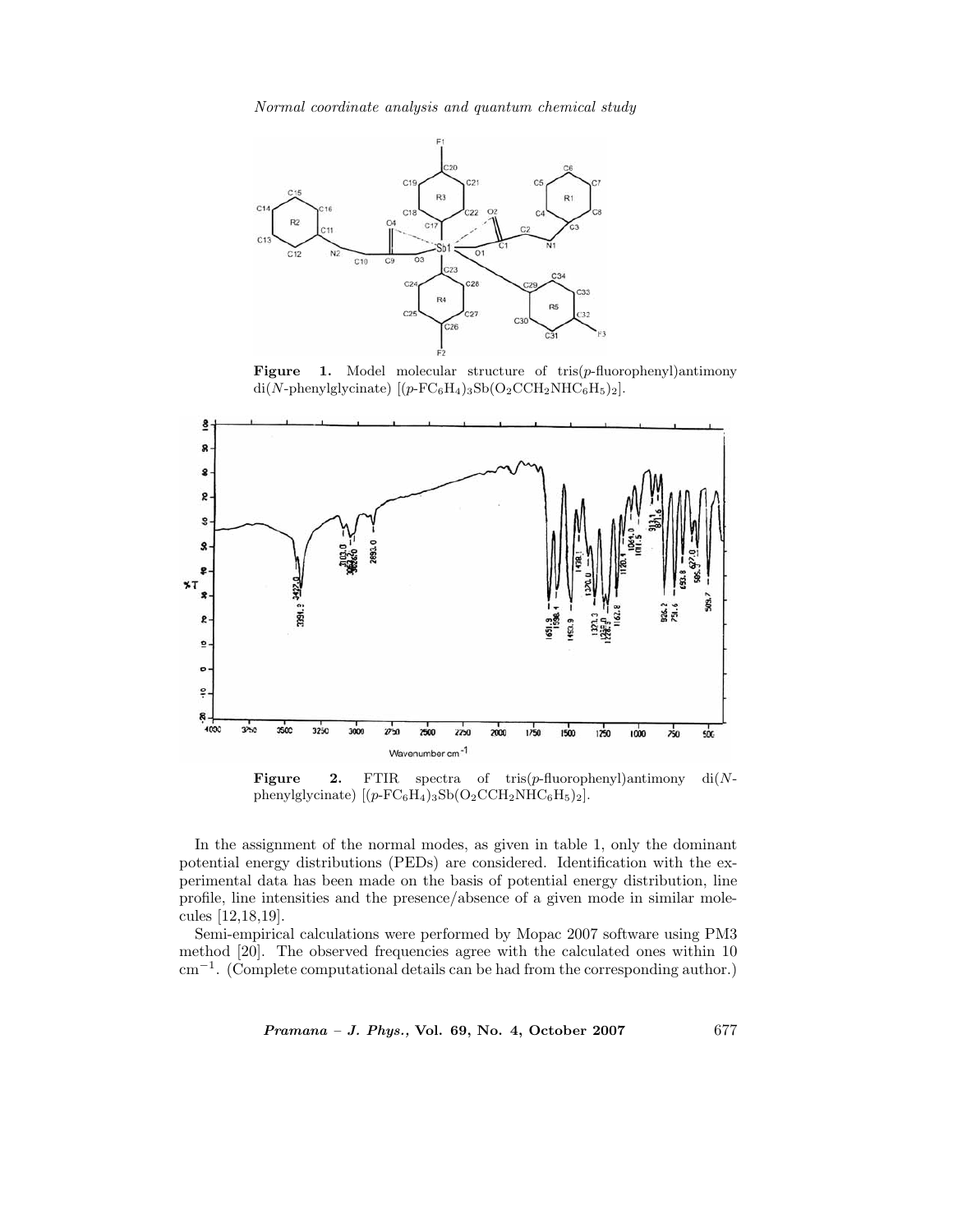**Figure 1.** Model molecular structure of tris($p$-fluorophenyl)antimony di($N$-phenylglycinate) $[(p\text{-}FC_6H_4)_3Sb(O_2CCH_2NHC_6H_5)_2]$.

**Figure 2.** FTIR spectra of tris($p$-fluorophenyl)antimony di($N$-phenylglycinate) $[(p\text{-}FC_6H_4)_3Sb(O_2CCH_2NHC_6H_5)_2]$.

In the assignment of the normal modes, as given in table 1, only the dominant potential energy distributions (PEDs) are considered. Identification with the experimental data has been made on the basis of potential energy distribution, line profile, line intensities and the presence/absence of a given mode in similar molecules [12,18,19].

Semi-empirical calculations were performed by Mopac 2007 software using PM3 method [20]. The observed frequencies agree with the calculated ones within 10 $cm^{-1}$. (Complete computational details can be had from the corresponding author.)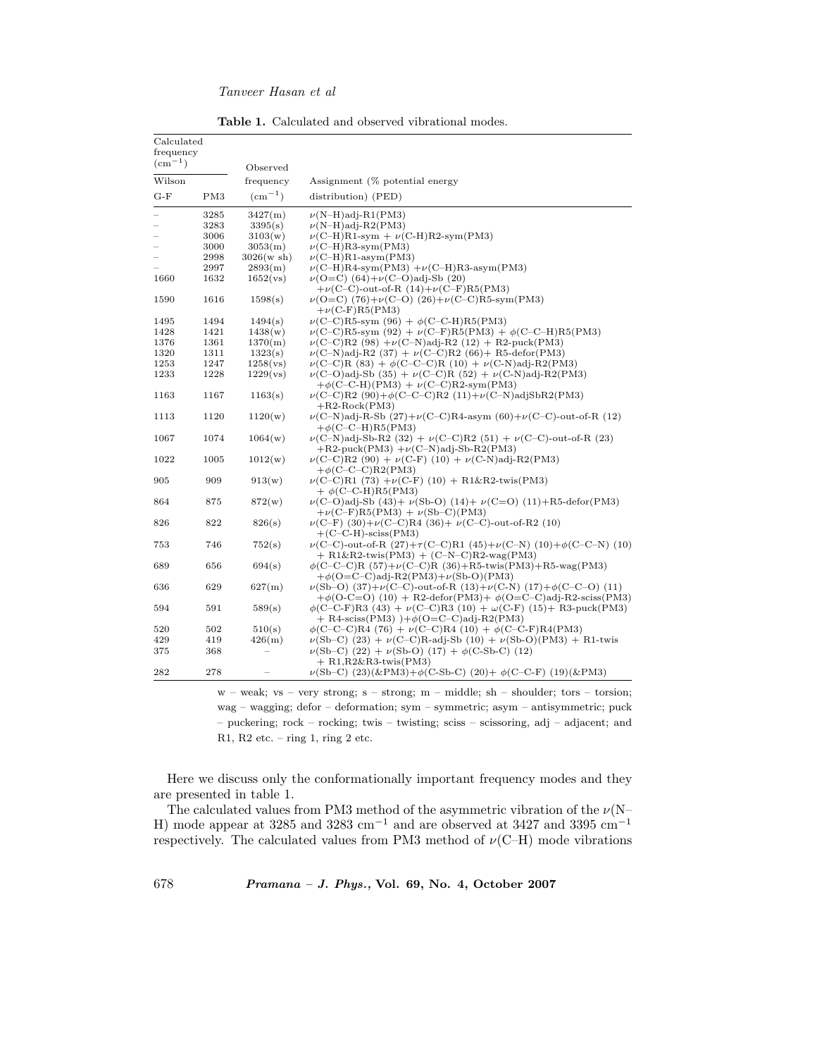**Table 1.** Calculated and observed vibrational modes.

| Calculated frequency ($cm^{-1}$) Wilson G-F | PM3 | Observed frequency ($cm^{-1}$) | Assignment (% potential energy distribution) (PED) |
|---|---|---|---|
| – | 3285 | 3427(m) | $\nu$(N–H)adj-R1(PM3) |
| – | 3283 | 3395(s) | $\nu$(N–H)adj-R2(PM3) |
| – | 3006 | 3103(w) | $\nu$(C–H)R1-sym + $\nu$(C-H)R2-sym(PM3) |
| – | 3000 | 3053(m) | $\nu$(C–H)R3-sym(PM3) |
| – | 2998 | 3026(w sh) | $\nu$(C–H)R1-asym(PM3) |
| – | 2997 | 2893(m) | $\nu$(C–H)R4-sym(PM3) +$\nu$(C–H)R3-asym(PM3) |
| 1660 | 1632 | 1652(vs) | $\nu$(O=C) (64)+$\nu$(C–O)adj-Sb (20) +$\nu$(C–C)-out-of-R (14)+$\nu$(C–F)R5(PM3) |
| 1590 | 1616 | 1598(s) | $\nu$(O=C) (76)+$\nu$(C–O) (26)+$\nu$(C–C)R5-sym(PM3) +$\nu$(C-F)R5(PM3) |
| 1495 | 1494 | 1494(s) | $\nu$(C–C)R5-sym (96) + $\phi$(C–C–H)R5(PM3) |
| 1428 | 1421 | 1438(w) | $\nu$(C–C)R5-sym (92) + $\nu$(C–F)R5(PM3) + $\phi$(C–C–H)R5(PM3) |
| 1376 | 1361 | 1370(m) | $\nu$(C–C)R2 (98) +$\nu$(C–N)adj-R2 (12) + R2-puck(PM3) |
| 1320 | 1311 | 1323(s) | $\nu$(C–N)adj-R2 (37) + $\nu$(C–C)R2 (66)+ R5-defor(PM3) |
| 1253 | 1247 | 1258(vs) | $\nu$(C–C)R (83) + $\phi$(C–C–C)R (10) + $\nu$(C-N)adj-R2(PM3) |
| 1233 | 1228 | 1229(vs) | $\nu$(C–O)adj-Sb (35) + $\nu$(C–C)R (52) + $\nu$(C-N)adj-R2(PM3) +$\phi$(C–C-H)(PM3) + $\nu$(C–C)R2-sym(PM3) |
| 1163 | 1167 | 1163(s) | $\nu$(C–C)R2 (90)+$\phi$(C–C–C)R2 (11)+$\nu$(C–N)adjSbR2(PM3) +R2-Rock(PM3) |
| 1113 | 1120 | 1120(w) | $\nu$(C–N)adj-R-Sb (27)+$\nu$(C–C)R4-asym (60)+$\nu$(C–C)-out-of-R (12) +$\phi$(C–C–H)R5(PM3) |
| 1067 | 1074 | 1064(w) | $\nu$(C–N)adj-Sb-R2 (32) + $\nu$(C–C)R2 (51) + $\nu$(C–C)-out-of-R (23) +R2-puck(PM3) +$\nu$(C–N)adj-Sb-R2(PM3) |
| 1022 | 1005 | 1012(w) | $\nu$(C–C)R2 (90) + $\nu$(C-F) (10) + $\nu$(C-N)adj-R2(PM3) +$\phi$(C–C–C)R2(PM3) |
| 905 | 909 | 913(w) | $\nu$(C–C)R1 (73) +$\nu$(C-F) (10) + R1&R2-twis(PM3) + $\phi$(C–C-H)R5(PM3) |
| 864 | 875 | 872(w) | $\nu$(C–O)adj-Sb (43)+ $\nu$(Sb-O) (14)+ $\nu$(C=O) (11)+R5-defor(PM3) +$\nu$(C–F)R5(PM3) + $\nu$(Sb–C)(PM3) |
| 826 | 822 | 826(s) | $\nu$(C–F) (30)+$\nu$(C–C)R4 (36)+ $\nu$(C–C)-out-of-R2 (10) +(C–C-H)-sciss(PM3) |
| 753 | 746 | 752(s) | $\nu$(C–C)-out-of-R (27)+$\tau$(C–C)R1 (45)+$\nu$(C–N) (10)+$\phi$(C–C–N) (10) + R1&R2-twis(PM3) + (C–N–C)R2-wag(PM3) |
| 689 | 656 | 694(s) | $\phi$(C–C–C)R (57)+$\nu$(C–C)R (36)+R5-twis(PM3)+R5-wag(PM3) +$\phi$(O=C–C)adj-R2(PM3)+$\nu$(Sb-O)(PM3) |
| 636 | 629 | 627(m) | $\nu$(Sb–O) (37)+$\nu$(C–C)-out-of-R (13)+$\nu$(C-N) (17)+$\phi$(C–C–O) (11) +$\phi$(O-C=O) (10) + R2-defor(PM3)+ $\phi$(O=C–C)adj-R2-sciss(PM3) |
| 594 | 591 | 589(s) | $\phi$(C–C-F)R3 (43) + $\nu$(C–C)R3 (10) + $\omega$(C-F) (15)+ R3-puck(PM3) + R4-sciss(PM3) )+$\phi$(O=C–C)adj-R2(PM3) |
| 520 | 502 | 510(s) | $\phi$(C–C–C)R4 (76) + $\nu$(C–C)R4 (10) + $\phi$(C–C-F)R4(PM3) |
| 429 | 419 | 426(m) | $\nu$(Sb–C) (23) + $\nu$(C–C)R-adj-Sb (10) + $\nu$(Sb-O)(PM3) + R1-twis |
| 375 | 368 | – | $\nu$(Sb–C) (22) + $\nu$(Sb-O) (17) + $\phi$(C-Sb-C) (12) + R1,R2&R3-twis(PM3) |
| 282 | 278 | – | $\nu$(Sb–C) (23)(&PM3)+$\phi$(C-Sb-C) (20)+ $\phi$(C–C-F) (19)(&PM3) |

w – weak; vs – very strong; s – strong; m – middle; sh – shoulder; tors – torsion; wag – wagging; defor – deformation; sym – symmetric; asym – antisymmetric; puck – puckering; rock – rocking; twis – twisting; sciss – scissoring, adj – adjacent; and R1, R2 etc. – ring 1, ring 2 etc.

Here we discuss only the conformationally important frequency modes and they are presented in table 1.

The calculated values from PM3 method of the asymmetric vibration of the $\nu$(N–H) mode appear at 3285 and 3283 $cm^{-1}$ and are observed at 3427 and 3395 $cm^{-1}$ respectively. The calculated values from PM3 method of $\nu$(C–H) mode vibrations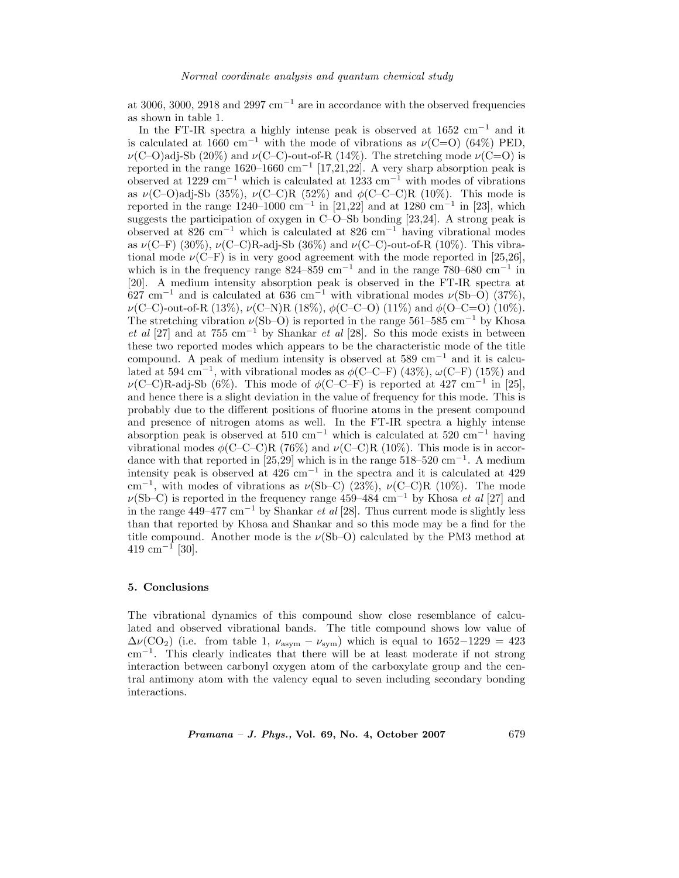at 3006, 3000, 2918 and 2997 $cm^{-1}$ are in accordance with the observed frequencies as shown in table 1.

In the FT-IR spectra a highly intense peak is observed at 1652 $cm^{-1}$ and it is calculated at 1660 $cm^{-1}$ with the mode of vibrations as $\nu$(C=O) (64%) PED, $\nu$(C–O)adj-Sb (20%) and $\nu$(C–C)-out-of-R (14%). The stretching mode $\nu$(C=O) is reported in the range 1620–1660 $cm^{-1}$ [17,21,22]. A very sharp absorption peak is observed at 1229 $cm^{-1}$ which is calculated at 1233 $cm^{-1}$ with modes of vibrations as $\nu$(C–O)adj-Sb (35%), $\nu$(C–C)R (52%) and $\phi$(C–C–C)R (10%). This mode is reported in the range 1240–1000 $cm^{-1}$ in [21,22] and at 1280 $cm^{-1}$ in [23], which suggests the participation of oxygen in C–O–Sb bonding [23,24]. A strong peak is observed at 826 $cm^{-1}$ which is calculated at 826 $cm^{-1}$ having vibrational modes as $\nu$(C–F) (30%), $\nu$(C–C)R-adj-Sb (36%) and $\nu$(C–C)-out-of-R (10%). This vibrational mode $\nu$(C–F) is in very good agreement with the mode reported in [25,26], which is in the frequency range 824–859 $cm^{-1}$ and in the range 780–680 $cm^{-1}$ in [20]. A medium intensity absorption peak is observed in the FT-IR spectra at 627 $cm^{-1}$ and is calculated at 636 $cm^{-1}$ with vibrational modes $\nu$(Sb–O) (37%), $\nu$(C–C)-out-of-R (13%), $\nu$(C–N)R (18%), $\phi$(C–C–O) (11%) and $\phi$(O–C=O) (10%). The stretching vibration $\nu$(Sb–O) is reported in the range 561–585 $cm^{-1}$ by Khosa *et al* [27] and at 755 $cm^{-1}$ by Shankar *et al* [28]. So this mode exists in between these two reported modes which appears to be the characteristic mode of the title compound. A peak of medium intensity is observed at 589 $cm^{-1}$ and it is calculated at 594 $cm^{-1}$, with vibrational modes as $\phi$(C–C–F) (43%), $\omega$(C–F) (15%) and $\nu$(C–C)R-adj-Sb (6%). This mode of $\phi$(C–C–F) is reported at 427 $cm^{-1}$ in [25], and hence there is a slight deviation in the value of frequency for this mode. This is probably due to the different positions of fluorine atoms in the present compound and presence of nitrogen atoms as well. In the FT-IR spectra a highly intense absorption peak is observed at 510 $cm^{-1}$ which is calculated at 520 $cm^{-1}$ having vibrational modes $\phi$(C–C–C)R (76%) and $\nu$(C–C)R (10%). This mode is in accordance with that reported in [25,29] which is in the range 518–520 $cm^{-1}$. A medium intensity peak is observed at 426 $cm^{-1}$ in the spectra and it is calculated at 429 $cm^{-1}$, with modes of vibrations as $\nu$(Sb–C) (23%), $\nu$(C–C)R (10%). The mode $\nu$(Sb–C) is reported in the frequency range 459–484 $cm^{-1}$ by Khosa *et al* [27] and in the range 449–477 $cm^{-1}$ by Shankar *et al* [28]. Thus current mode is slightly less than that reported by Khosa and Shankar and so this mode may be a find for the title compound. Another mode is the $\nu$(Sb–O) calculated by the PM3 method at 419 $cm^{-1}$ [30].

## 5. Conclusions

The vibrational dynamics of this compound show close resemblance of calculated and observed vibrational bands. The title compound shows low value of $\Delta\nu(CO_2)$ (i.e. from table 1, $\nu_{asym} - \nu_{sym}$) which is equal to $1652-1229 = 423$ $cm^{-1}$. This clearly indicates that there will be at least moderate if not strong interaction between carbonyl oxygen atom of the carboxylate group and the central antimony atom with the valency equal to seven including secondary bonding interactions.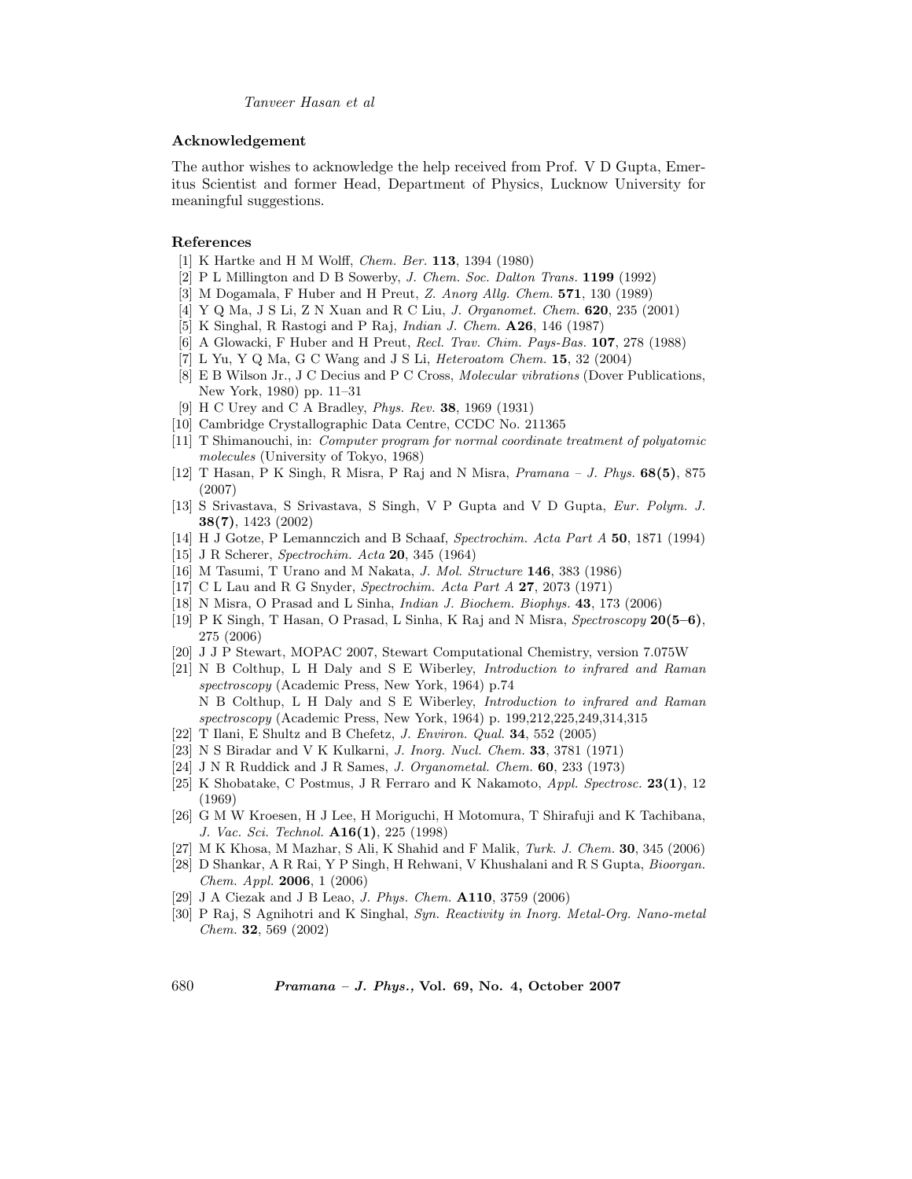### Acknowledgement

The author wishes to acknowledge the help received from Prof. V D Gupta, Emeritus Scientist and former Head, Department of Physics, Lucknow University for meaningful suggestions.

### References

[1] K Hartke and H M Wolff, *Chem. Ber.* **113**, 1394 (1980)

[2] P L Millington and D B Sowerby, *J. Chem. Soc. Dalton Trans.* **1199** (1992)

[3] M Dogamala, F Huber and H Preut, *Z. Anorg Allg. Chem.* **571**, 130 (1989)

[4] Y Q Ma, J S Li, Z N Xuan and R C Liu, *J. Organomet. Chem.* **620**, 235 (2001)

[5] K Singhal, R Rastogi and P Raj, *Indian J. Chem.* **A26**, 146 (1987)

[6] A Glowacki, F Huber and H Preut, *Recl. Trav. Chim. Pays-Bas.* **107**, 278 (1988)

[7] L Yu, Y Q Ma, G C Wang and J S Li, *Heteroatom Chem.* **15**, 32 (2004)

[8] E B Wilson Jr., J C Decius and P C Cross, *Molecular vibrations* (Dover Publications, New York, 1980) pp. 11–31

[9] H C Urey and C A Bradley, *Phys. Rev.* **38**, 1969 (1931)

[10] Cambridge Crystallographic Data Centre, CCDC No. 211365

[11] T Shimanouchi, in: *Computer program for normal coordinate treatment of polyatomic molecules* (University of Tokyo, 1968)

[12] T Hasan, P K Singh, R Misra, P Raj and N Misra, *Pramana – J. Phys.* **68(5)**, 875 (2007)

[13] S Srivastava, S Srivastava, S Singh, V P Gupta and V D Gupta, *Eur. Polym. J.* **38(7)**, 1423 (2002)

[14] H J Gotze, P Lemannczich and B Schaaf, *Spectrochim. Acta Part A* **50**, 1871 (1994)

[15] J R Scherer, *Spectrochim. Acta* **20**, 345 (1964)

[16] M Tasumi, T Urano and M Nakata, *J. Mol. Structure* **146**, 383 (1986)

[17] C L Lau and R G Snyder, *Spectrochim. Acta Part A* **27**, 2073 (1971)

[18] N Misra, O Prasad and L Sinha, *Indian J. Biochem. Biophys.* **43**, 173 (2006)

[19] P K Singh, T Hasan, O Prasad, L Sinha, K Raj and N Misra, *Spectroscopy* **20(5–6)**, 275 (2006)

[20] J J P Stewart, MOPAC 2007, Stewart Computational Chemistry, version 7.075W

[21] N B Colthup, L H Daly and S E Wiberley, *Introduction to infrared and Raman spectroscopy* (Academic Press, New York, 1964) p.74
N B Colthup, L H Daly and S E Wiberley, *Introduction to infrared and Raman spectroscopy* (Academic Press, New York, 1964) p. 199,212,225,249,314,315

[22] T Ilani, E Shultz and B Chefetz, *J. Environ. Qual.* **34**, 552 (2005)

[23] N S Biradar and V K Kulkarni, *J. Inorg. Nucl. Chem.* **33**, 3781 (1971)

[24] J N R Ruddick and J R Sames, *J. Organometal. Chem.* **60**, 233 (1973)

[25] K Shobatake, C Postmus, J R Ferraro and K Nakamoto, *Appl. Spectrosc.* **23(1)**, 12 (1969)

[26] G M W Kroesen, H J Lee, H Moriguchi, H Motomura, T Shirafuji and K Tachibana, *J. Vac. Sci. Technol.* **A16(1)**, 225 (1998)

[27] M K Khosa, M Mazhar, S Ali, K Shahid and F Malik, *Turk. J. Chem.* **30**, 345 (2006)

[28] D Shankar, A R Rai, Y P Singh, H Rehwani, V Khushalani and R S Gupta, *Bioorgan. Chem. Appl.* **2006**, 1 (2006)

[29] J A Ciezak and J B Leao, *J. Phys. Chem.* **A110**, 3759 (2006)

[30] P Raj, S Agnihotri and K Singhal, *Syn. Reactivity in Inorg. Metal-Org. Nano-metal Chem.* **32**, 569 (2002)